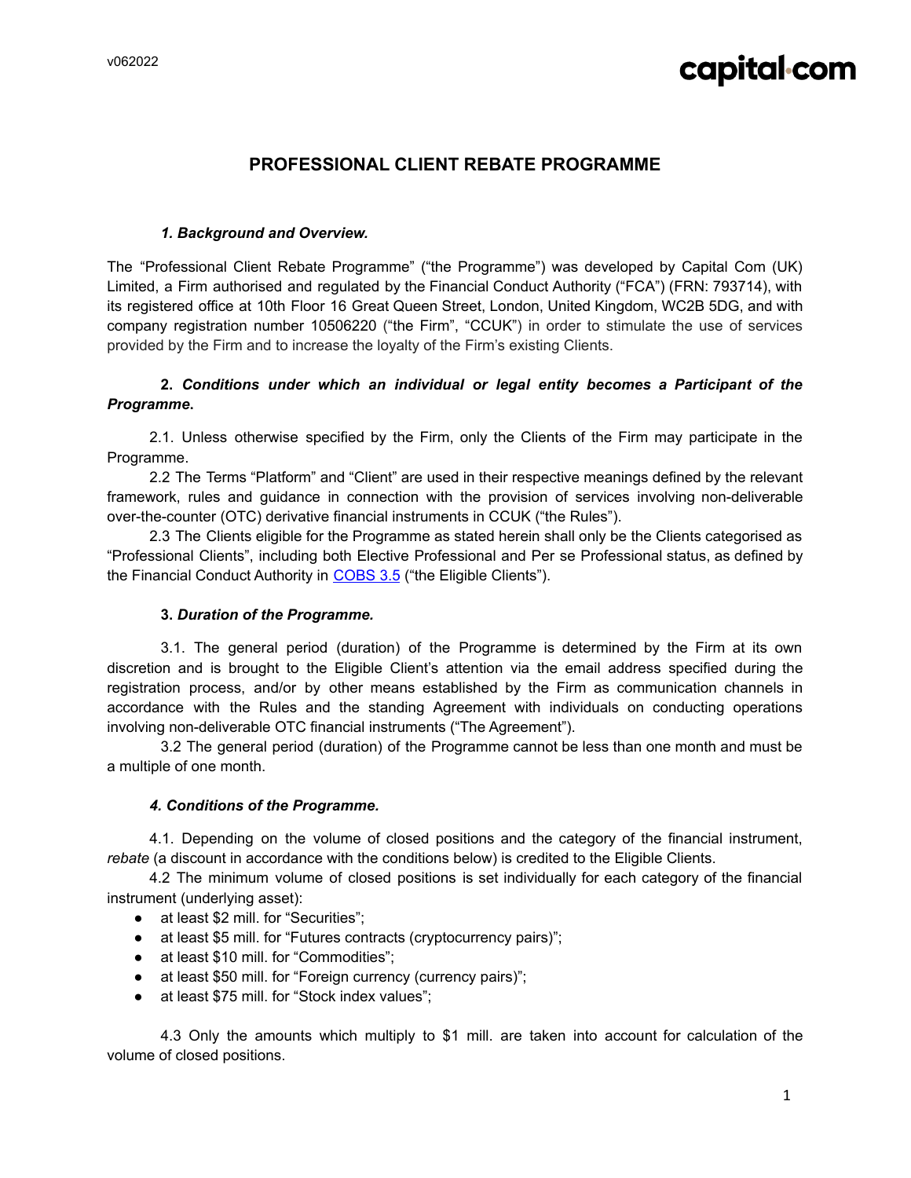v062022

# PROFESSIONAL CLIENT REBATE PROGRAMME

### *1. Background and Overview.*

The "Professional Client Rebate Programme" ("the Programme") was developed by Capital Com (UK) Limited, a Firm authorised and regulated by the Financial Conduct Authority ("FCA") (FRN: 793714), with its registered office at 10th Floor 16 Great Queen Street, London, United Kingdom, WC2B 5DG, and with company registration number 10506220 ("the Firm", "CCUK") in order to stimulate the use of services provided by the Firm and to increase the loyalty of the Firm's existing Clients.

### **2.** *Conditions under which an individual or legal entity becomes a Participant of the Programme***.**

2.1. Unless otherwise specified by the Firm, only the Clients of the Firm may participate in the Programme.

2.2 The Terms "Platform" and "Client" are used in their respective meanings defined by the relevant framework, rules and guidance in connection with the provision of services involving non-deliverable over-the-counter (OTC) derivative financial instruments in CCUK ("the Rules").

2.3 The Clients eligible for the Programme as stated herein shall only be the Clients categorised as "Professional Clients", including both Elective Professional and Per se Professional status, as defined by the Financial Conduct Authority in COBS 3.5 ("the Eligible Clients").

### **3.** *Duration of the Programme.*

3.1. The general period (duration) of the Programme is determined by the Firm at its own discretion and is brought to the Eligible Client's attention via the email address specified during the registration process, and/or by other means established by the Firm as communication channels in accordance with the Rules and the standing Agreement with individuals on conducting operations involving non-deliverable OTC financial instruments ("The Agreement").

3.2 The general period (duration) of the Programme cannot be less than one month and must be a multiple of one month.

### *4. Conditions of the Programme.*

4.1. Depending on the volume of closed positions and the category of the financial instrument, *rebate* (a discount in accordance with the conditions below) is credited to the Eligible Clients.

4.2 The minimum volume of closed positions is set individually for each category of the financial instrument (underlying asset):

- at least $2 mill. for "Securities";
- at least $5 mill. for "Futures contracts (cryptocurrency pairs)";
- at least $10 mill. for "Commodities";
- at least $50 mill. for "Foreign currency (currency pairs)";
- at least $75 mill. for "Stock index values";

4.3 Only the amounts which multiply to $1 mill. are taken into account for calculation of the volume of closed positions.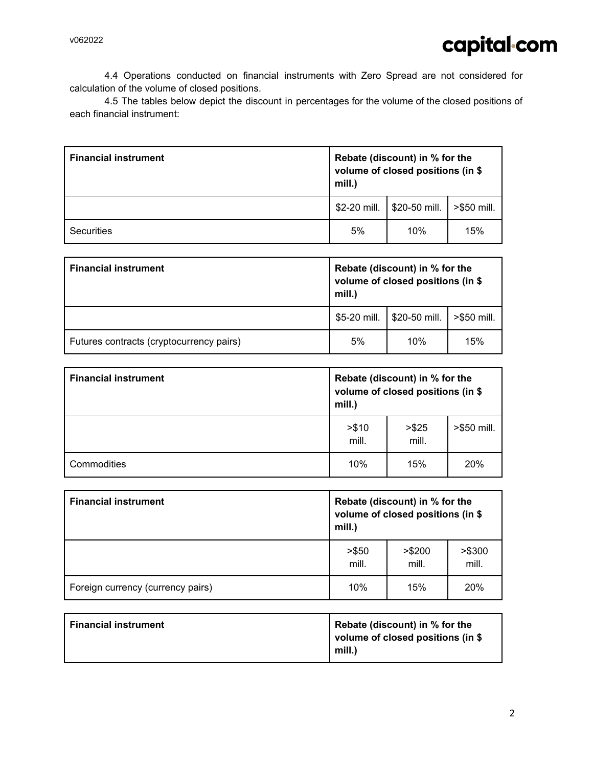4.4 Operations conducted on financial instruments with Zero Spread are not considered for calculation of the volume of closed positions.

4.5 The tables below depict the discount in percentages for the volume of the closed positions of each financial instrument:

| Financial instrument | Rebate (discount) in % for the volume of closed positions (in $ mill.) | | |
|---|---|---|---|
| | $2-20 mill. | $20-50 mill. | >$50 mill. |
| Securities | 5% | 10% | 15% |

| Financial instrument | Rebate (discount) in % for the volume of closed positions (in $ mill.) | | |
|---|---|---|---|
| | $5-20 mill. | $20-50 mill. | >$50 mill. |
| Futures contracts (cryptocurrency pairs) | 5% | 10% | 15% |

| Financial instrument | Rebate (discount) in % for the volume of closed positions (in $ mill.) | | |
|---|---|---|---|
| | >$10 mill. | >$25 mill. | >$50 mill. |
| Commodities | 10% | 15% | 20% |

| Financial instrument | Rebate (discount) in % for the volume of closed positions (in $ mill.) | | |
|---|---|---|---|
| | >$50 mill. | >$200 mill. | >$300 mill. |
| Foreign currency (currency pairs) | 10% | 15% | 20% |

| Financial instrument | Rebate (discount) in % for the volume of closed positions (in $ mill.) |
|---|---|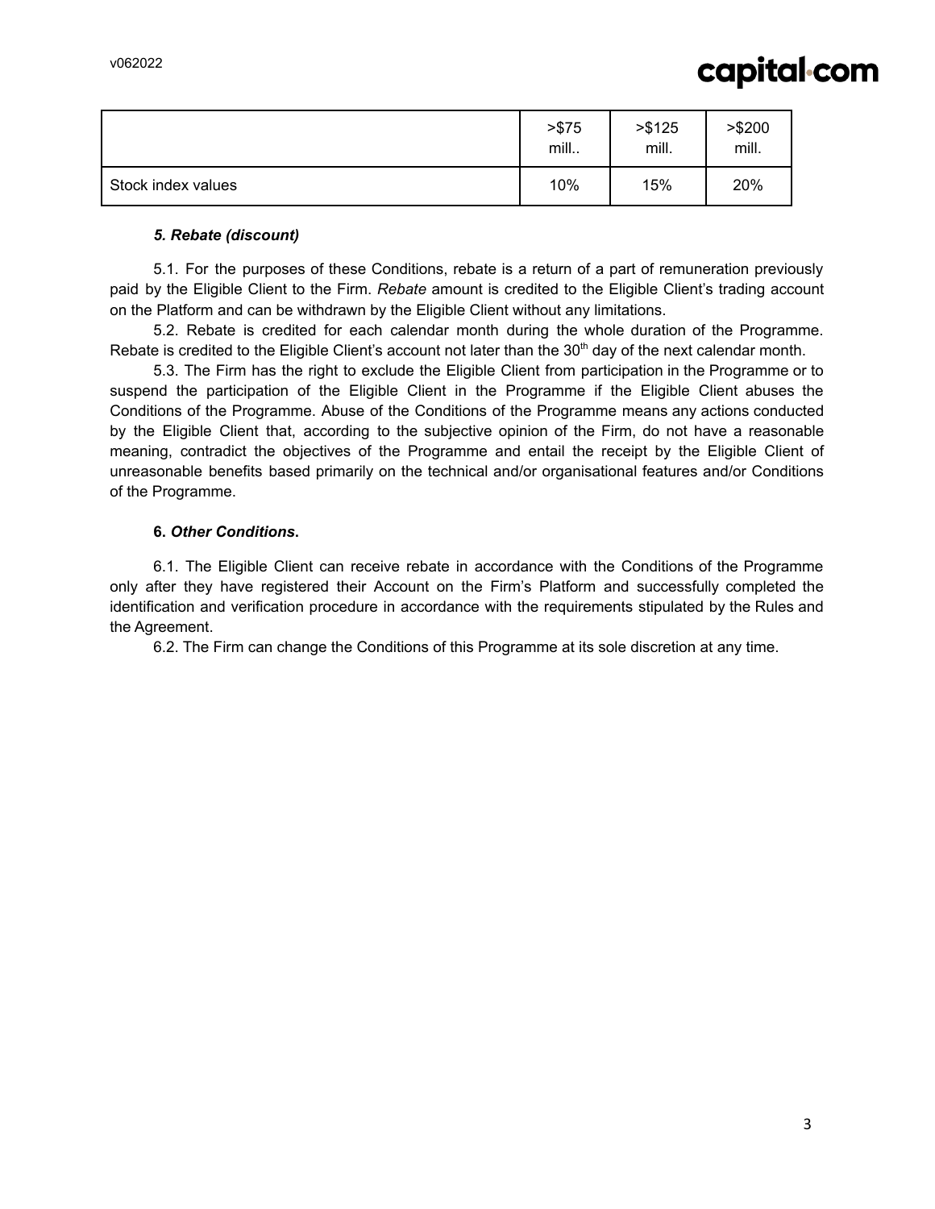| | >$75 mill.. | >$125 mill. | >$200 mill. |
|---|---|---|---|
| Stock index values | 10% | 15% | 20% |

### *5. Rebate (discount)*

5.1. For the purposes of these Conditions, rebate is a return of a part of remuneration previously paid by the Eligible Client to the Firm. *Rebate* amount is credited to the Eligible Client's trading account on the Platform and can be withdrawn by the Eligible Client without any limitations.

5.2. Rebate is credited for each calendar month during the whole duration of the Programme. Rebate is credited to the Eligible Client's account not later than the 30th day of the next calendar month.

5.3. The Firm has the right to exclude the Eligible Client from participation in the Programme or to suspend the participation of the Eligible Client in the Programme if the Eligible Client abuses the Conditions of the Programme. Abuse of the Conditions of the Programme means any actions conducted by the Eligible Client that, according to the subjective opinion of the Firm, do not have a reasonable meaning, contradict the objectives of the Programme and entail the receipt by the Eligible Client of unreasonable benefits based primarily on the technical and/or organisational features and/or Conditions of the Programme.

### **6. *Other Conditions*.**

6.1. The Eligible Client can receive rebate in accordance with the Conditions of the Programme only after they have registered their Account on the Firm's Platform and successfully completed the identification and verification procedure in accordance with the requirements stipulated by the Rules and the Agreement.

6.2. The Firm can change the Conditions of this Programme at its sole discretion at any time.